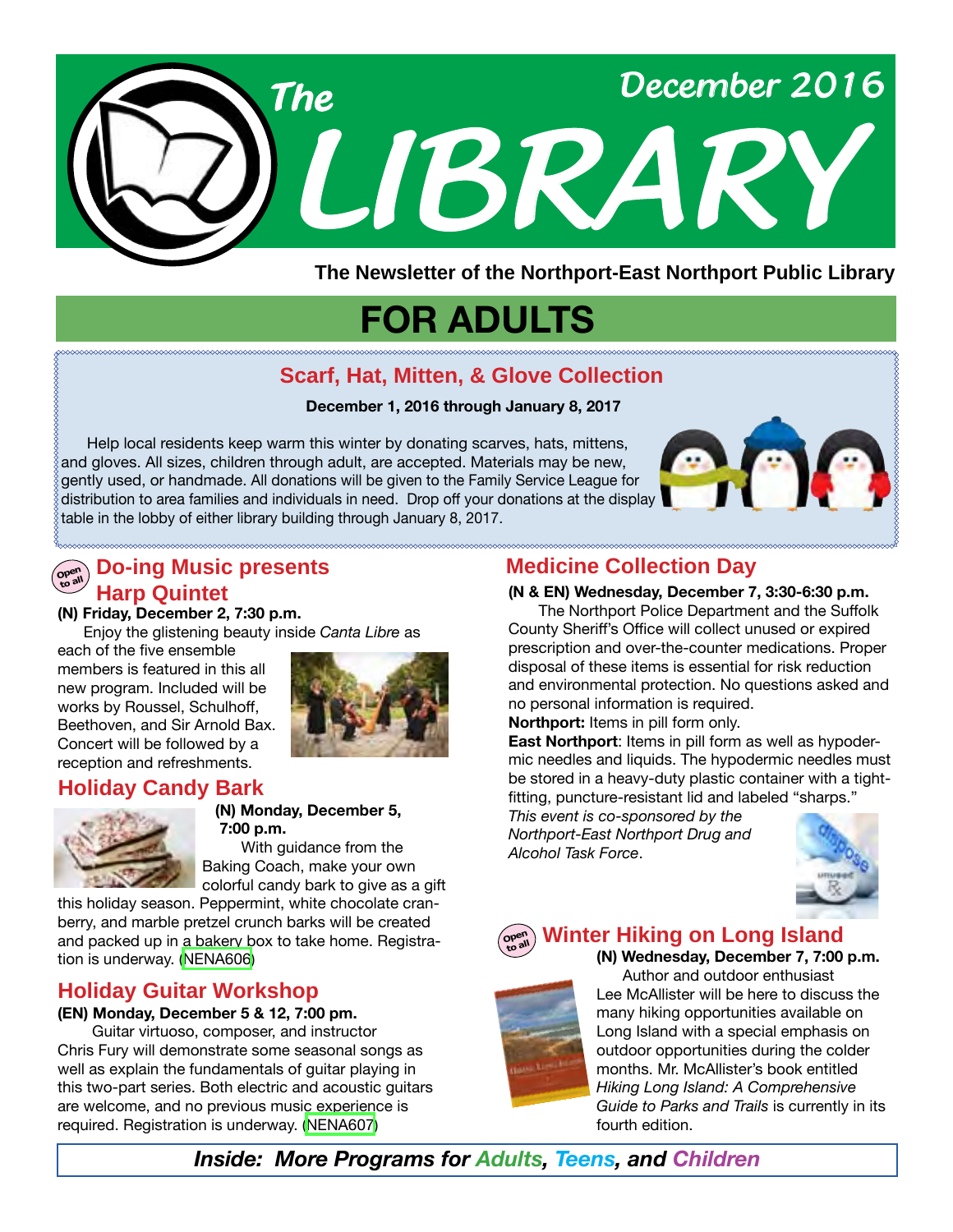# The LIBRARY

December 2016

**The Newsletter of the Northport-East Northport Public Library**

# FOR ADULTS

## Scarf, Hat, Mitten, & Glove Collection

**December 1, 2016 through January 8, 2017**

Help local residents keep warm this winter by donating scarves, hats, mittens, and gloves. All sizes, children through adult, are accepted. Materials may be new, gently used, or handmade. All donations will be given to the Family Service League for distribution to area families and individuals in need. Drop off your donations at the display table in the lobby of either library building through January 8, 2017.

## Do-ing Music presents Harp Quintet

Open to all

**(N) Friday, December 2, 7:30 p.m.**

Enjoy the glistening beauty inside *Canta Libre* as each of the five ensemble members is featured in this all new program. Included will be works by Roussel, Schulhoff, Beethoven, and Sir Arnold Bax. Concert will be followed by a reception and refreshments.

## Holiday Candy Bark

**(N) Monday, December 5, 7:00 p.m.**

With guidance from the Baking Coach, make your own colorful candy bark to give as a gift this holiday season. Peppermint, white chocolate cranberry, and marble pretzel crunch barks will be created and packed up in a bakery box to take home. Registration is underway. (NENA606)

## Holiday Guitar Workshop

**(EN) Monday, December 5 & 12, 7:00 pm.**

Guitar virtuoso, composer, and instructor Chris Fury will demonstrate some seasonal songs as well as explain the fundamentals of guitar playing in this two-part series. Both electric and acoustic guitars are welcome, and no previous music experience is required. Registration is underway. (NENA607)

## Medicine Collection Day

**(N & EN) Wednesday, December 7, 3:30-6:30 p.m.**

The Northport Police Department and the Suffolk County Sheriff's Office will collect unused or expired prescription and over-the-counter medications. Proper disposal of these items is essential for risk reduction and environmental protection. No questions asked and no personal information is required.

**Northport:** Items in pill form only.

**East Northport**: Items in pill form as well as hypodermic needles and liquids. The hypodermic needles must be stored in a heavy-duty plastic container with a tight-fitting, puncture-resistant lid and labeled "sharps."

*This event is co-sponsored by the Northport-East Northport Drug and Alcohol Task Force*.

## Winter Hiking on Long Island

Open to all

**(N) Wednesday, December 7, 7:00 p.m.**

Author and outdoor enthusiast Lee McAllister will be here to discuss the many hiking opportunities available on Long Island with a special emphasis on outdoor opportunities during the colder months. Mr. McAllister's book entitled *Hiking Long Island: A Comprehensive Guide to Parks and Trails* is currently in its fourth edition.

***Inside: More Programs for Adults, Teens, and Children***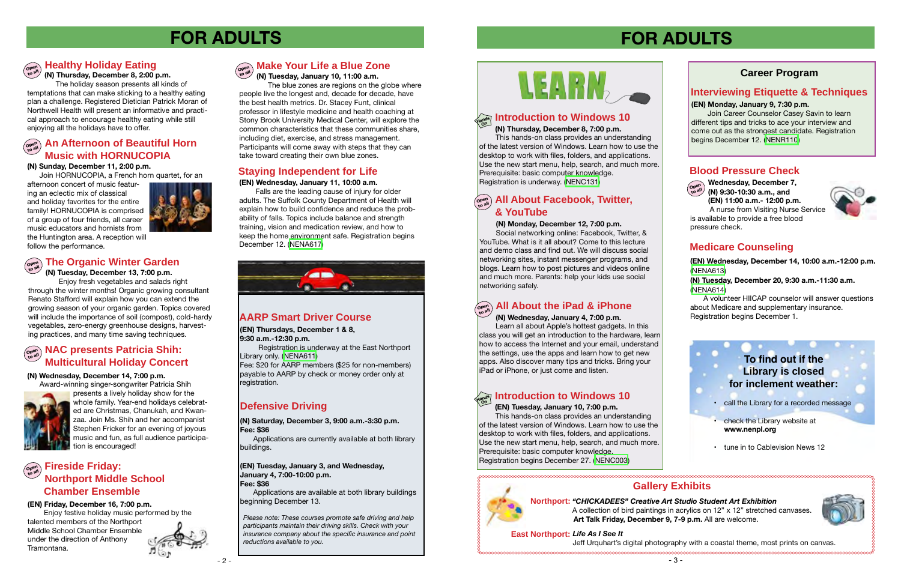# FOR ADULTS

## Healthy Holiday Eating

**(N) Thursday, December 8, 2:00 p.m.**

The holiday season presents all kinds of temptations that can make sticking to a healthy eating plan a challenge. Registered Dietician Patrick Moran of Northwell Health will present an informative and practical approach to encourage healthy eating while still enjoying all the holidays have to offer.

## An Afternoon of Beautiful Horn Music with HORNUCOPIA

**(N) Sunday, December 11, 2:00 p.m.**

Join HORNUCOPIA, a French horn quartet, for an afternoon concert of music featuring an eclectic mix of classical and holiday favorites for the entire family! HORNUCOPIA is comprised of a group of four friends, all career music educators and hornists from the Huntington area. A reception will follow the performance.

## The Organic Winter Garden

**(N) Tuesday, December 13, 7:00 p.m.**

Enjoy fresh vegetables and salads right through the winter months! Organic growing consultant Renato Stafford will explain how you can extend the growing season of your organic garden. Topics covered will include the importance of soil (compost), cold-hardy vegetables, zero-energy greenhouse designs, harvesting practices, and many time saving techniques.

## NAC presents Patricia Shih: Multicultural Holiday Concert

**(N) Wednesday, December 14, 7:00 p.m.**

Award-winning singer-songwriter Patricia Shih presents a lively holiday show for the whole family. Year-end holidays celebrated are Christmas, Chanukah, and Kwanzaa. Join Ms. Shih and her accompanist Stephen Fricker for an evening of joyous music and fun, as full audience participation is encouraged!

## Fireside Friday: Northport Middle School Chamber Ensemble

**(EN) Friday, December 16, 7:00 p.m.**

Enjoy festive holiday music performed by the talented members of the Northport Middle School Chamber Ensemble under the direction of Anthony Tramontana.

## Make Your Life a Blue Zone

**(N) Tuesday, January 10, 11:00 a.m.**

The blue zones are regions on the globe where people live the longest and, decade for decade, have the best health metrics. Dr. Stacey Funt, clinical professor in lifestyle medicine and health coaching at Stony Brook University Medical Center, will explore the common characteristics that these communities share, including diet, exercise, and stress management. Participants will come away with steps that they can take toward creating their own blue zones.

## Staying Independent for Life

**(EN) Wednesday, January 11, 10:00 a.m.**

Falls are the leading cause of injury for older adults. The Suffolk County Department of Health will explain how to build confidence and reduce the probability of falls. Topics include balance and strength training, vision and medication review, and how to keep the home environment safe. Registration begins December 12. (NENA617)

## AARP Smart Driver Course

**(EN) Thursdays, December 1 & 8, 9:30 a.m.-12:30 p.m.**

Registration is underway at the East Northport Library only. (NENA611)

Fee: $20 for AARP members ($25 for non-members) payable to AARP by check or money order only at registration.

## Defensive Driving

**(N) Saturday, December 3, 9:00 a.m.-3:30 p.m.**
**Fee: $36**

Applications are currently available at both library buildings.

**(EN) Tuesday, January 3, and Wednesday, January 4, 7:00-10:00 p.m.**
**Fee: $36**

Applications are available at both library buildings beginning December 13.

*Please note: These courses promote safe driving and help participants maintain their driving skills. Check with your insurance company about the specific insurance and point reductions available to you.*

# FOR ADULTS

## LEARN

### Introduction to Windows 10

**(N) Thursday, December 8, 7:00 p.m.**

This hands-on class provides an understanding of the latest version of Windows. Learn how to use the desktop to work with files, folders, and applications. Use the new start menu, help, search, and much more. Prerequisite: basic computer knowledge. Registration is underway. (NENC131)

### All About Facebook, Twitter, & YouTube

**(N) Monday, December 12, 7:00 p.m.**

Social networking online: Facebook, Twitter, & YouTube. What is it all about? Come to this lecture and demo class and find out. We will discuss social networking sites, instant messenger programs, and blogs. Learn how to post pictures and videos online and much more. Parents: help your kids use social networking safely.

### All About the iPad & iPhone

**(N) Wednesday, January 4, 7:00 p.m.**

Learn all about Apple's hottest gadgets. In this class you will get an introduction to the hardware, learn how to access the Internet and your email, understand the settings, use the apps and learn how to get new apps. Also discover many tips and tricks. Bring your iPad or iPhone, or just come and listen.

### Introduction to Windows 10

**(EN) Tuesday, January 10, 7:00 p.m.**

This hands-on class provides an understanding of the latest version of Windows. Learn how to use the desktop to work with files, folders, and applications. Use the new start menu, help, search, and much more. Prerequisite: basic computer knowledge. Registration begins December 27. (NENC003)

## Career Program

### Interviewing Etiquette & Techniques

**(EN) Monday, January 9, 7:30 p.m.**

Join Career Counselor Casey Savin to learn different tips and tricks to ace your interview and come out as the strongest candidate. Registration begins December 12. (NENR110)

## Blood Pressure Check

**Wednesday, December 7,**
**(N) 9:30-10:30 a.m., and**
**(EN) 11:00 a.m.- 12:00 p.m.**

A nurse from Visiting Nurse Service is available to provide a free blood pressure check.

## Medicare Counseling

**(EN) Wednesday, December 14, 10:00 a.m.-12:00 p.m.** (NENA613)

**(N) Tuesday, December 20, 9:30 a.m.-11:30 a.m.** (NENA614)

A volunteer HIICAP counselor will answer questions about Medicare and supplementary insurance. Registration begins December 1.

## To find out if the Library is closed for inclement weather:

- call the Library for a recorded message
- check the Library website at **www.nenpl.org**
- tune in to Cablevision News 12

## Gallery Exhibits

**Northport:** ***"CHICKADEES" Creative Art Studio Student Art Exhibition***
A collection of bird paintings in acrylics on 12" x 12" stretched canvases. **Art Talk Friday, December 9, 7-9 p.m.** All are welcome.

**East Northport:** ***Life As I See It***
Jeff Urquhart's digital photography with a coastal theme, most prints on canvas.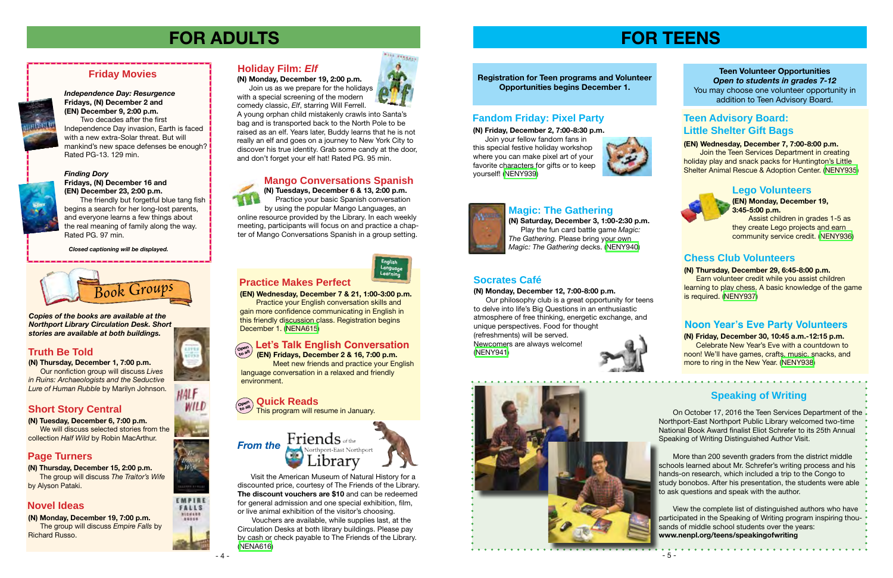# FOR ADULTS

## Friday Movies

***Independence Day: Resurgence***
**Fridays, (N) December 2 and**
**(EN) December 9, 2:00 p.m.**

Two decades after the first Independence Day invasion, Earth is faced with a new extra-Solar threat. But will mankind's new space defenses be enough? Rated PG-13. 129 min.

***Finding Dory***
**Fridays, (N) December 16 and**
**(EN) December 23, 2:00 p.m.**

The friendly but forgetful blue tang fish begins a search for her long-lost parents, and everyone learns a few things about the real meaning of family along the way. Rated PG. 97 min.

***Closed captioning will be displayed.***

## Book Groups

***Copies of the books are available at the Northport Library Circulation Desk. Short stories are available at both buildings.***

### Truth Be Told

**(N) Thursday, December 1, 7:00 p.m.**

Our nonfiction group will discuss *Lives in Ruins: Archaeologists and the Seductive Lure of Human Rubble* by Marilyn Johnson.

### Short Story Central

**(N) Tuesday, December 6, 7:00 p.m.**

We will discuss selected stories from the collection *Half Wild* by Robin MacArthur.

### Page Turners

**(N) Thursday, December 15, 2:00 p.m.**

The group will discuss *The Traitor's Wife* by Alyson Pataki.

### Novel Ideas

**(N) Monday, December 19, 7:00 p.m.**

The group will discuss *Empire Falls* by Richard Russo.

## Holiday Film: *Elf*

**(N) Monday, December 19, 2:00 p.m.**

Join us as we prepare for the holidays with a special screening of the modern comedy classic, *Elf*, starring Will Ferrell. A young orphan child mistakenly crawls into Santa's bag and is transported back to the North Pole to be raised as an elf. Years later, Buddy learns that he is not really an elf and goes on a journey to New York City to discover his true identity. Grab some candy at the door, and don't forget your elf hat! Rated PG. 95 min.

## Mango Conversations Spanish

**(N) Tuesdays, December 6 & 13, 2:00 p.m.**

Practice your basic Spanish conversation by using the popular Mango Languages, an online resource provided by the Library. In each weekly meeting, participants will focus on and practice a chapter of Mango Conversations Spanish in a group setting.

## English Language Learning

### Practice Makes Perfect

**(EN) Wednesday, December 7 & 21, 1:00-3:00 p.m.**

Practice your English conversation skills and gain more confidence communicating in English in this friendly discussion class. Registration begins December 1. (NENA615)

### Let's Talk English Conversation

*Open to all*

**(EN) Fridays, December 2 & 16, 7:00 p.m.**

Meet new friends and practice your English language conversation in a relaxed and friendly environment.

### Quick Reads

*Open to all*

This program will resume in January.

## From the Friends of the Northport-East Northport Library

Visit the American Museum of Natural History for a discounted price, courtesy of The Friends of the Library. **The discount vouchers are $10** and can be redeemed for general admission and one special exhibition, film, or live animal exhibition of the visitor's choosing.

Vouchers are available, while supplies last, at the Circulation Desks at both library buildings. Please pay by cash or check payable to The Friends of the Library. (NENA616)

# FOR TEENS

**Registration for Teen programs and Volunteer Opportunities begins December 1.**

## Fandom Friday: Pixel Party

**(N) Friday, December 2, 7:00-8:30 p.m.**

Join your fellow fandom fans in this special festive holiday workshop where you can make pixel art of your favorite characters for gifts or to keep yourself! (NENY939)

## Magic: The Gathering

**(N) Saturday, December 3, 1:00-2:30 p.m.**

Play the fun card battle game *Magic: The Gathering.* Please bring your own *Magic: The Gathering* decks. (NENY940)

## Socrates Café

**(N) Monday, December 12, 7:00-8:00 p.m.**

Our philosophy club is a great opportunity for teens to delve into life's Big Questions in an enthusiastic atmosphere of free thinking, energetic exchange, and unique perspectives. Food for thought (refreshments) will be served. Newcomers are always welcome! (NENY941)

## Teen Volunteer Opportunities

***Open to students in grades 7-12***

You may choose one volunteer opportunity in addition to Teen Advisory Board.

### Teen Advisory Board: Little Shelter Gift Bags

**(EN) Wednesday, December 7, 7:00-8:00 p.m.**

Join the Teen Services Department in creating holiday play and snack packs for Huntington's Little Shelter Animal Rescue & Adoption Center. (NENY935)

### Lego Volunteers

**(EN) Monday, December 19, 3:45-5:00 p.m.**

Assist children in grades 1-5 as they create Lego projects and earn community service credit. (NENY936)

### Chess Club Volunteers

**(N) Thursday, December 29, 6:45-8:00 p.m.**

Earn volunteer credit while you assist children learning to play chess. A basic knowledge of the game is required. (NENY937)

### Noon Year's Eve Party Volunteers

**(N) Friday, December 30, 10:45 a.m.-12:15 p.m.**

Celebrate New Year's Eve with a countdown to noon! We'll have games, crafts, music, snacks, and more to ring in the New Year. (NENY938)

## Speaking of Writing

On October 17, 2016 the Teen Services Department of the Northport-East Northport Public Library welcomed two-time National Book Award finalist Eliot Schrefer to its 25th Annual Speaking of Writing Distinguished Author Visit.

More than 200 seventh graders from the district middle schools learned about Mr. Schrefer's writing process and his hands-on research, which included a trip to the Congo to study bonobos. After his presentation, the students were able to ask questions and speak with the author.

View the complete list of distinguished authors who have participated in the Speaking of Writing program inspiring thousands of middle school students over the years: **www.nenpl.org/teens/speakingofwriting**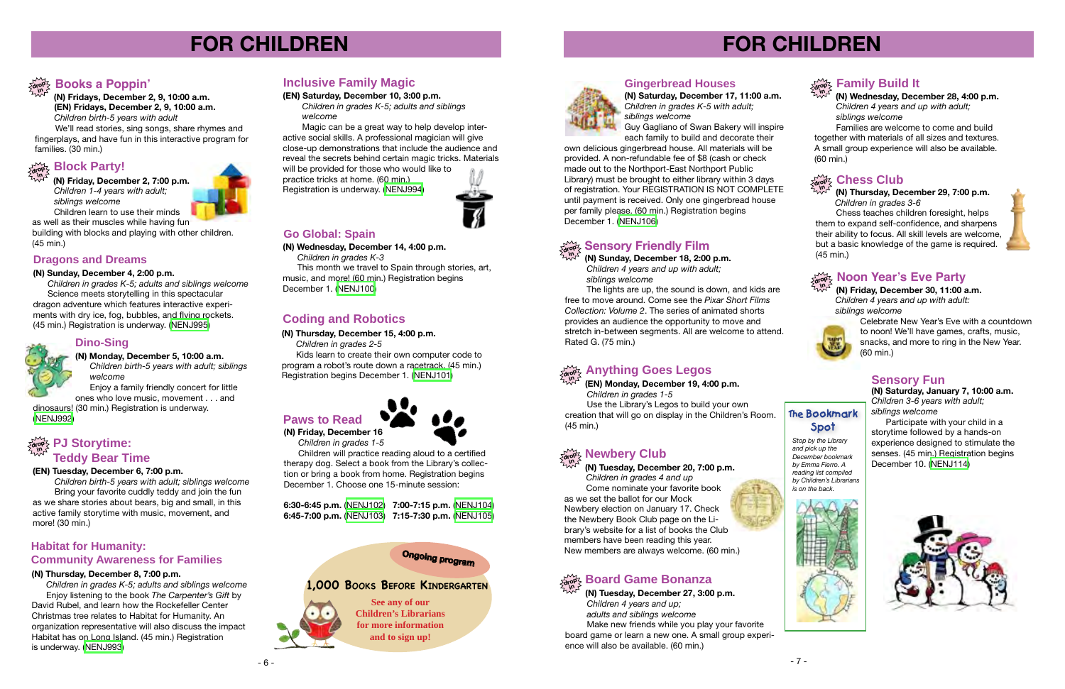# FOR CHILDREN

## Books a Poppin'

**(N) Fridays, December 2, 9, 10:00 a.m.**
**(EN) Fridays, December 2, 9, 10:00 a.m.**
*Children birth-5 years with adult*

We'll read stories, sing songs, share rhymes and fingerplays, and have fun in this interactive program for families. (30 min.)

## Block Party!

**(N) Friday, December 2, 7:00 p.m.**
*Children 1-4 years with adult; siblings welcome*

Children learn to use their minds as well as their muscles while having fun building with blocks and playing with other children. (45 min.)

## Dragons and Dreams

**(N) Sunday, December 4, 2:00 p.m.**
*Children in grades K-5; adults and siblings welcome*

Science meets storytelling in this spectacular dragon adventure which features interactive experiments with dry ice, fog, bubbles, and flying rockets. (45 min.) Registration is underway. (NENJ995)

## Dino-Sing

**(N) Monday, December 5, 10:00 a.m.**
*Children birth-5 years with adult; siblings welcome*

Enjoy a family friendly concert for little ones who love music, movement . . . and dinosaurs! (30 min.) Registration is underway. (NENJ992)

## PJ Storytime: Teddy Bear Time

**(EN) Tuesday, December 6, 7:00 p.m.**
*Children birth-5 years with adult; siblings welcome*

Bring your favorite cuddly teddy and join the fun as we share stories about bears, big and small, in this active family storytime with music, movement, and more! (30 min.)

## Habitat for Humanity: Community Awareness for Families

**(N) Thursday, December 8, 7:00 p.m.**
*Children in grades K-5; adults and siblings welcome*

Enjoy listening to the book *The Carpenter's Gift* by David Rubel, and learn how the Rockefeller Center Christmas tree relates to Habitat for Humanity. An organization representative will also discuss the impact Habitat has on Long Island. (45 min.) Registration is underway. (NENJ993)

## Inclusive Family Magic

**(EN) Saturday, December 10, 3:00 p.m.**
*Children in grades K-5; adults and siblings welcome*

Magic can be a great way to help develop interactive social skills. A professional magician will give close-up demonstrations that include the audience and reveal the secrets behind certain magic tricks. Materials will be provided for those who would like to practice tricks at home. (60 min.) Registration is underway. (NENJ994)

## Go Global: Spain

**(N) Wednesday, December 14, 4:00 p.m.**
*Children in grades K-3*

This month we travel to Spain through stories, art, music, and more! (60 min.) Registration begins December 1. (NENJ100)

## Coding and Robotics

**(N) Thursday, December 15, 4:00 p.m.**
*Children in grades 2-5*

Kids learn to create their own computer code to program a robot's route down a racetrack. (45 min.) Registration begins December 1. (NENJ101)

## Paws to Read

**(N) Friday, December 16**
*Children in grades 1-5*

Children will practice reading aloud to a certified therapy dog. Select a book from the Library's collection or bring a book from home. Registration begins December 1. Choose one 15-minute session:

6:30-6:45 p.m. (NENJ102) 7:00-7:15 p.m. (NENJ104)
6:45-7:00 p.m. (NENJ103) 7:15-7:30 p.m. (NENJ105)

**Ongoing program**

**1,000 Books Before Kindergarten**

**See any of our Children's Librarians for more information and to sign up!**

## Gingerbread Houses

**(N) Saturday, December 17, 11:00 a.m.**
*Children in grades K-5 with adult; siblings welcome*

Guy Gagliano of Swan Bakery will inspire each family to build and decorate their own delicious gingerbread house. All materials will be provided. A non-refundable fee of $8 (cash or check made out to the Northport-East Northport Public Library) must be brought to either library within 3 days of registration. Your REGISTRATION IS NOT COMPLETE until payment is received. Only one gingerbread house per family please. (60 min.) Registration begins December 1. (NENJ106)

## Sensory Friendly Film

**(N) Sunday, December 18, 2:00 p.m.**
*Children 4 years and up with adult; siblings welcome*

The lights are up, the sound is down, and kids are free to move around. Come see the *Pixar Short Films Collection: Volume 2*. The series of animated shorts provides an audience the opportunity to move and stretch in-between segments. All are welcome to attend. Rated G. (75 min.)

## Anything Goes Legos

**(EN) Monday, December 19, 4:00 p.m.**
*Children in grades 1-5*

Use the Library's Legos to build your own creation that will go on display in the Children's Room. (45 min.)

## Newbery Club

**(N) Tuesday, December 20, 7:00 p.m.**
*Children in grades 4 and up*

Come nominate your favorite book as we set the ballot for our Mock Newbery election on January 17. Check the Newbery Book Club page on the Library's website for a list of books the Club members have been reading this year. New members are always welcome. (60 min.)

## Board Game Bonanza

**(N) Tuesday, December 27, 3:00 p.m.**
*Children 4 years and up; adults and siblings welcome*

Make new friends while you play your favorite board game or learn a new one. A small group experience will also be available. (60 min.)

## Family Build It

**(N) Wednesday, December 28, 4:00 p.m.**
*Children 4 years and up with adult; siblings welcome*

Families are welcome to come and build together with materials of all sizes and textures. A small group experience will also be available. (60 min.)

## Chess Club

**(N) Thursday, December 29, 7:00 p.m.**
*Children in grades 3-6*

Chess teaches children foresight, helps them to expand self-confidence, and sharpens their ability to focus. All skill levels are welcome, but a basic knowledge of the game is required. (45 min.)

## Noon Year's Eve Party

**(N) Friday, December 30, 11:00 a.m.**
*Children 4 years and up with adult: siblings welcome*

Celebrate New Year's Eve with a countdown to noon! We'll have games, crafts, music, snacks, and more to ring in the New Year. (60 min.)

## The Bookmark Spot

*Stop by the Library and pick up the December bookmark by Emma Fierro. A reading list compiled by Children's Librarians is on the back.*

## Sensory Fun

**(N) Saturday, January 7, 10:00 a.m.**
*Children 3-6 years with adult; siblings welcome*

Participate with your child in a storytime followed by a hands-on experience designed to stimulate the senses. (45 min.) Registration begins December 10. (NENJ114)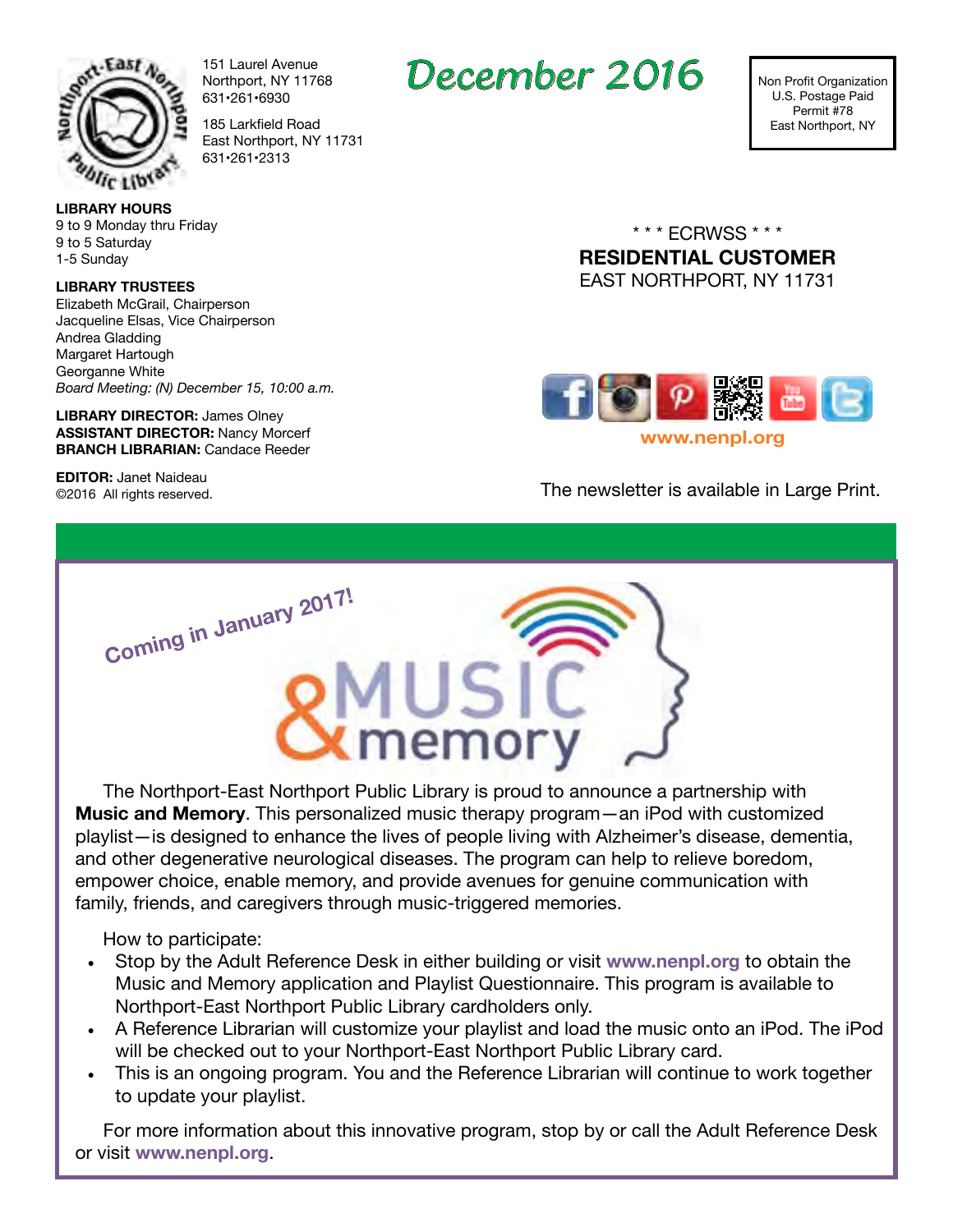151 Laurel Avenue
Northport, NY 11768
631•261•6930

185 Larkfield Road
East Northport, NY 11731
631•261•2313

# December 2016

Non Profit Organization
U.S. Postage Paid
Permit #78
East Northport, NY

**LIBRARY HOURS**
9 to 9 Monday thru Friday
9 to 5 Saturday
1-5 Sunday

**LIBRARY TRUSTEES**
Elizabeth McGrail, Chairperson
Jacqueline Elsas, Vice Chairperson
Andrea Gladding
Margaret Hartough
Georganne White
*Board Meeting: (N) December 15, 10:00 a.m.*

**LIBRARY DIRECTOR:** James Olney
**ASSISTANT DIRECTOR:** Nancy Morcerf
**BRANCH LIBRARIAN:** Candace Reeder

**EDITOR:** Janet Naideau
©2016 All rights reserved.

\* \* \* ECRWSS \* \* \*
**RESIDENTIAL CUSTOMER**
EAST NORTHPORT, NY 11731

**www.nenpl.org**

The newsletter is available in Large Print.

## Coming in January 2017!

## Music & Memory

The Northport-East Northport Public Library is proud to announce a partnership with **Music and Memory**. This personalized music therapy program—an iPod with customized playlist—is designed to enhance the lives of people living with Alzheimer's disease, dementia, and other degenerative neurological diseases. The program can help to relieve boredom, empower choice, enable memory, and provide avenues for genuine communication with family, friends, and caregivers through music-triggered memories.

How to participate:

- Stop by the Adult Reference Desk in either building or visit **www.nenpl.org** to obtain the Music and Memory application and Playlist Questionnaire. This program is available to Northport-East Northport Public Library cardholders only.
- A Reference Librarian will customize your playlist and load the music onto an iPod. The iPod will be checked out to your Northport-East Northport Public Library card.
- This is an ongoing program. You and the Reference Librarian will continue to work together to update your playlist.

For more information about this innovative program, stop by or call the Adult Reference Desk or visit **www.nenpl.org**.